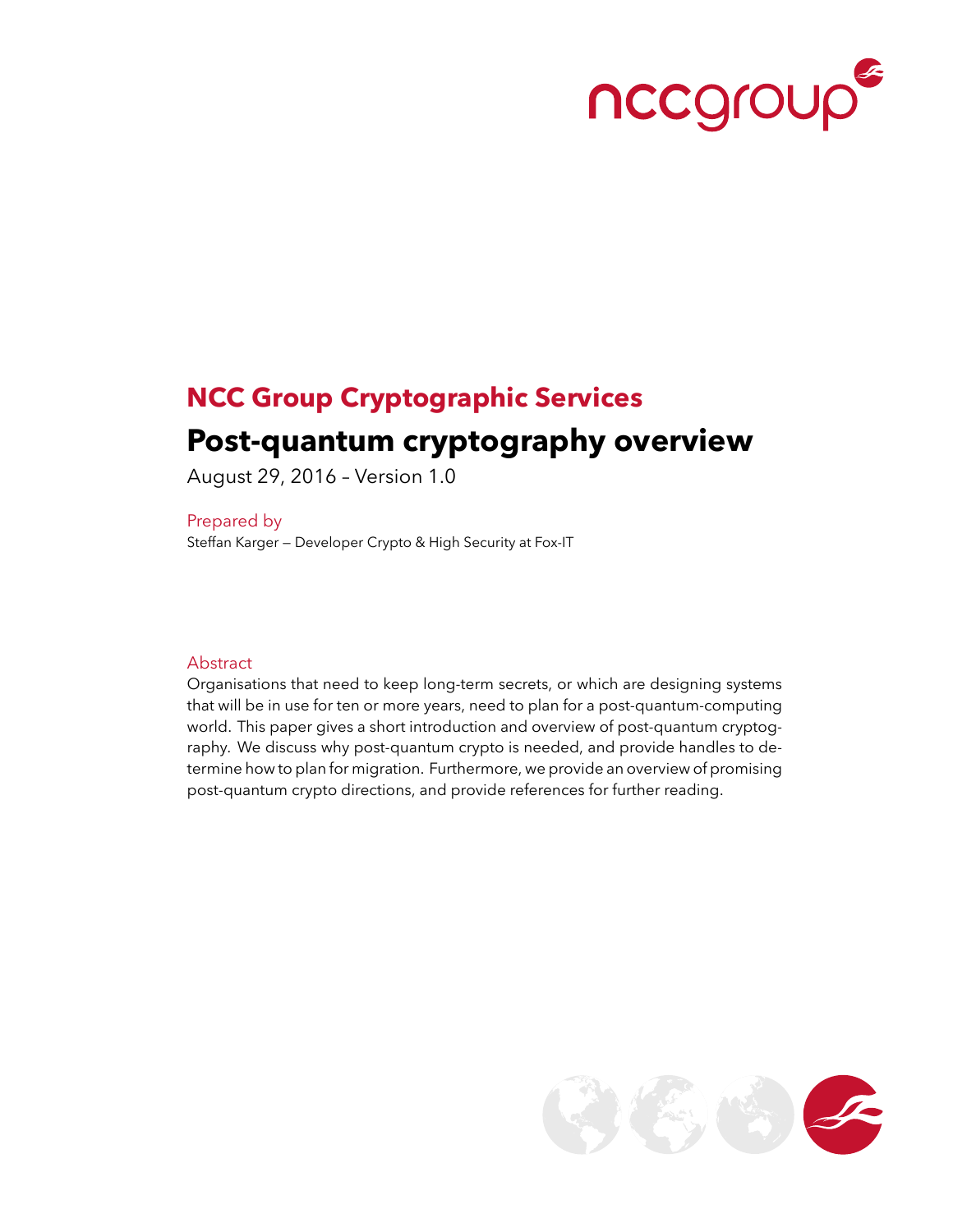## NCC Group Cryptographic Services

# Post-quantum cryptography overview

August 29, 2016 – Version 1.0

Prepared by

Steffan Karger — Developer Crypto & High Security at Fox-IT

### Abstract

Organisations that need to keep long-term secrets, or which are designing systems that will be in use for ten or more years, need to plan for a post-quantum-computing world. This paper gives a short introduction and overview of post-quantum cryptography. We discuss why post-quantum crypto is needed, and provide handles to determine how to plan for migration. Furthermore, we provide an overview of promising post-quantum crypto directions, and provide references for further reading.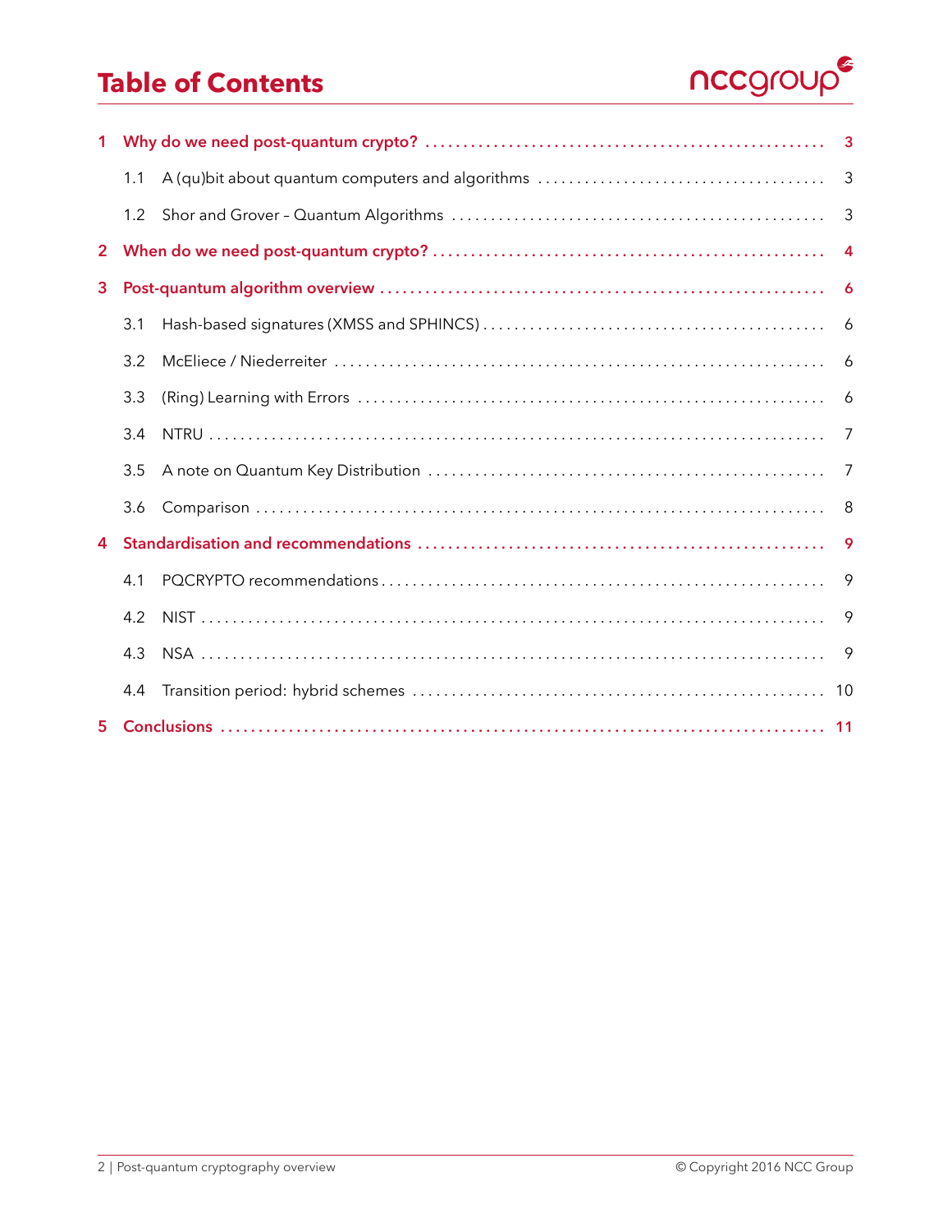# Table of Contents

- **1 Why do we need post-quantum crypto?** .... 3
  - 1.1 A (qu)bit about quantum computers and algorithms .... 3
  - 1.2 Shor and Grover – Quantum Algorithms .... 3
- **2 When do we need post-quantum crypto?** .... 4
- **3 Post-quantum algorithm overview** .... 6
  - 3.1 Hash-based signatures (XMSS and SPHINCS) .... 6
  - 3.2 McEliece / Niederreiter .... 6
  - 3.3 (Ring) Learning with Errors .... 6
  - 3.4 NTRU .... 7
  - 3.5 A note on Quantum Key Distribution .... 7
  - 3.6 Comparison .... 8
- **4 Standardisation and recommendations** .... 9
  - 4.1 PQCRYPTO recommendations .... 9
  - 4.2 NIST .... 9
  - 4.3 NSA .... 9
  - 4.4 Transition period: hybrid schemes .... 10
- **5 Conclusions** .... 11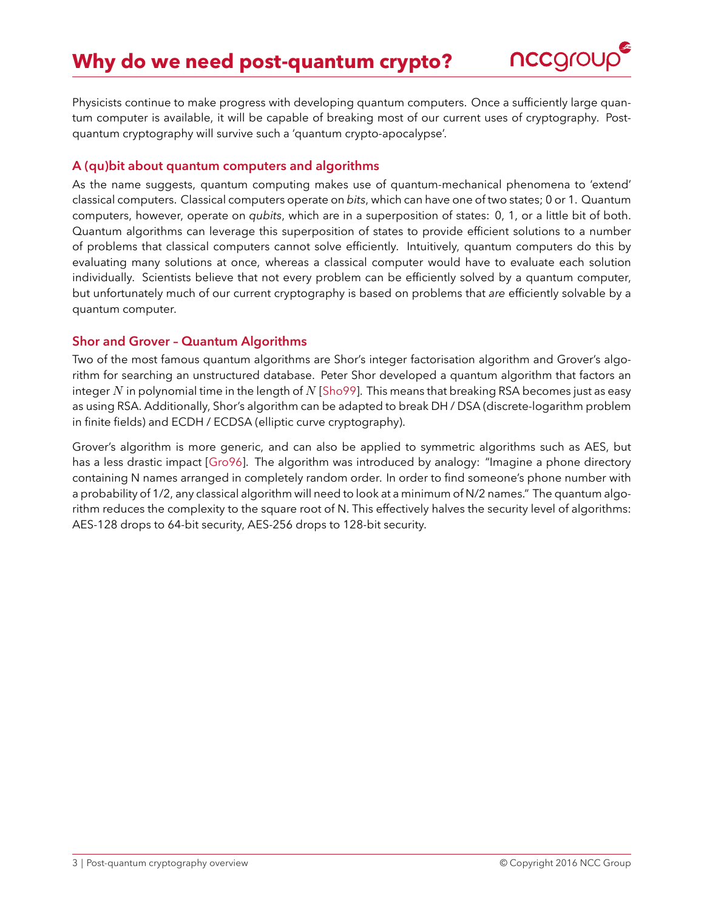# Why do we need post-quantum crypto?

Physicists continue to make progress with developing quantum computers. Once a sufficiently large quantum computer is available, it will be capable of breaking most of our current uses of cryptography. Post-quantum cryptography will survive such a 'quantum crypto-apocalypse'.

## A (qu)bit about quantum computers and algorithms

As the name suggests, quantum computing makes use of quantum-mechanical phenomena to 'extend' classical computers. Classical computers operate on *bits*, which can have one of two states; 0 or 1. Quantum computers, however, operate on *qubits*, which are in a superposition of states: 0, 1, or a little bit of both. Quantum algorithms can leverage this superposition of states to provide efficient solutions to a number of problems that classical computers cannot solve efficiently. Intuitively, quantum computers do this by evaluating many solutions at once, whereas a classical computer would have to evaluate each solution individually. Scientists believe that not every problem can be efficiently solved by a quantum computer, but unfortunately much of our current cryptography is based on problems that *are* efficiently solvable by a quantum computer.

## Shor and Grover – Quantum Algorithms

Two of the most famous quantum algorithms are Shor's integer factorisation algorithm and Grover's algorithm for searching an unstructured database. Peter Shor developed a quantum algorithm that factors an integer $N$ in polynomial time in the length of $N$ [Sho99]. This means that breaking RSA becomes just as easy as using RSA. Additionally, Shor's algorithm can be adapted to break DH / DSA (discrete-logarithm problem in finite fields) and ECDH / ECDSA (elliptic curve cryptography).

Grover's algorithm is more generic, and can also be applied to symmetric algorithms such as AES, but has a less drastic impact [Gro96]. The algorithm was introduced by analogy: "Imagine a phone directory containing N names arranged in completely random order. In order to find someone's phone number with a probability of 1/2, any classical algorithm will need to look at a minimum of N/2 names." The quantum algorithm reduces the complexity to the square root of N. This effectively halves the security level of algorithms: AES-128 drops to 64-bit security, AES-256 drops to 128-bit security.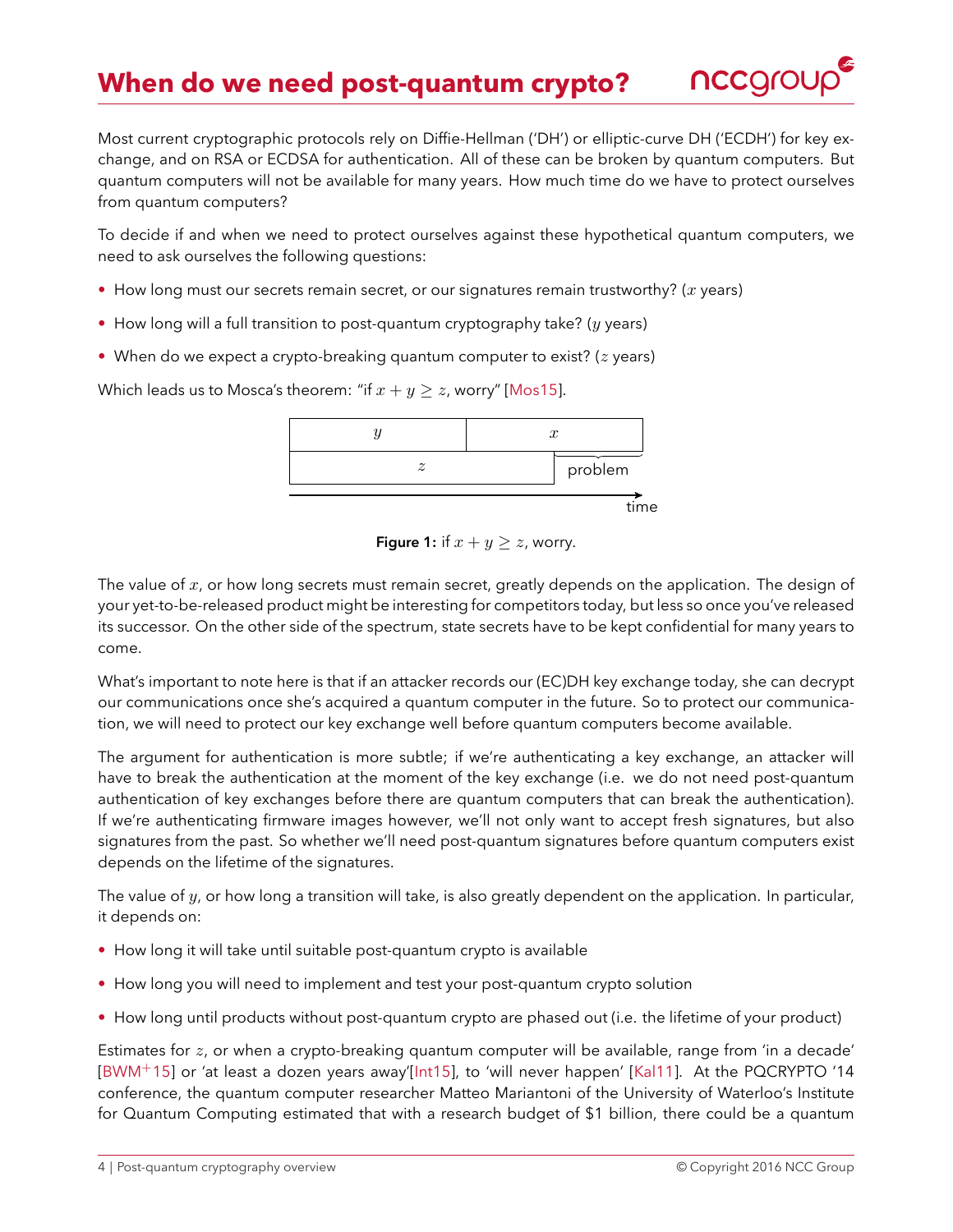# When do we need post-quantum crypto?

Most current cryptographic protocols rely on Diffie-Hellman ('DH') or elliptic-curve DH ('ECDH') for key exchange, and on RSA or ECDSA for authentication. All of these can be broken by quantum computers. But quantum computers will not be available for many years. How much time do we have to protect ourselves from quantum computers?

To decide if and when we need to protect ourselves against these hypothetical quantum computers, we need to ask ourselves the following questions:

- How long must our secrets remain secret, or our signatures remain trustworthy? ($x$ years)
- How long will a full transition to post-quantum cryptography take? ($y$ years)
- When do we expect a crypto-breaking quantum computer to exist? ($z$ years)

Which leads us to Mosca's theorem: "if $x + y \geq z$, worry" [Mos15].

| $y$ | $x$ |
|---|---|
| $z$ | problem |

time →

**Figure 1:** if $x + y \geq z$, worry.

The value of $x$, or how long secrets must remain secret, greatly depends on the application. The design of your yet-to-be-released product might be interesting for competitors today, but less so once you've released its successor. On the other side of the spectrum, state secrets have to be kept confidential for many years to come.

What's important to note here is that if an attacker records our (EC)DH key exchange today, she can decrypt our communications once she's acquired a quantum computer in the future. So to protect our communication, we will need to protect our key exchange well before quantum computers become available.

The argument for authentication is more subtle; if we're authenticating a key exchange, an attacker will have to break the authentication at the moment of the key exchange (i.e. we do not need post-quantum authentication of key exchanges before there are quantum computers that can break the authentication). If we're authenticating firmware images however, we'll not only want to accept fresh signatures, but also signatures from the past. So whether we'll need post-quantum signatures before quantum computers exist depends on the lifetime of the signatures.

The value of $y$, or how long a transition will take, is also greatly dependent on the application. In particular, it depends on:

- How long it will take until suitable post-quantum crypto is available
- How long you will need to implement and test your post-quantum crypto solution
- How long until products without post-quantum crypto are phased out (i.e. the lifetime of your product)

Estimates for $z$, or when a crypto-breaking quantum computer will be available, range from 'in a decade' [BWM+15] or 'at least a dozen years away'[Int15], to 'will never happen' [Kal11]. At the PQCRYPTO '14 conference, the quantum computer researcher Matteo Mariantoni of the University of Waterloo's Institute for Quantum Computing estimated that with a research budget of $1 billion, there could be a quantum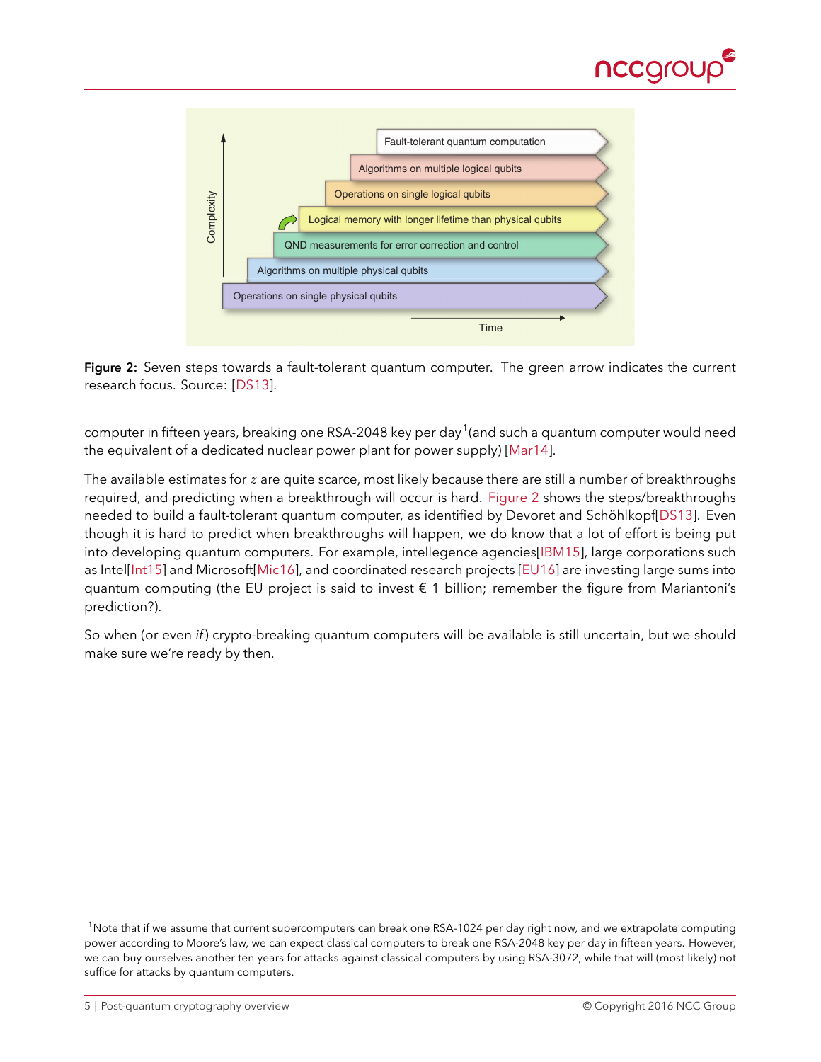**Figure 2:** Seven steps towards a fault-tolerant quantum computer. The green arrow indicates the current research focus. Source: [DS13].

computer in fifteen years, breaking one RSA-2048 key per day[1] (and such a quantum computer would need the equivalent of a dedicated nuclear power plant for power supply) [Mar14].

The available estimates for $z$ are quite scarce, most likely because there are still a number of breakthroughs required, and predicting when a breakthrough will occur is hard. Figure 2 shows the steps/breakthroughs needed to build a fault-tolerant quantum computer, as identified by Devoret and Schöhlkopf[DS13]. Even though it is hard to predict when breakthroughs will happen, we do know that a lot of effort is being put into developing quantum computers. For example, intellegence agencies[IBM15], large corporations such as Intel[Int15] and Microsoft[Mic16], and coordinated research projects [EU16] are investing large sums into quantum computing (the EU project is said to invest € 1 billion; remember the figure from Mariantoni's prediction?).

So when (or even *if*) crypto-breaking quantum computers will be available is still uncertain, but we should make sure we're ready by then.

[1] Note that if we assume that current supercomputers can break one RSA-1024 per day right now, and we extrapolate computing power according to Moore's law, we can expect classical computers to break one RSA-2048 key per day in fifteen years. However, we can buy ourselves another ten years for attacks against classical computers by using RSA-3072, while that will (most likely) not suffice for attacks by quantum computers.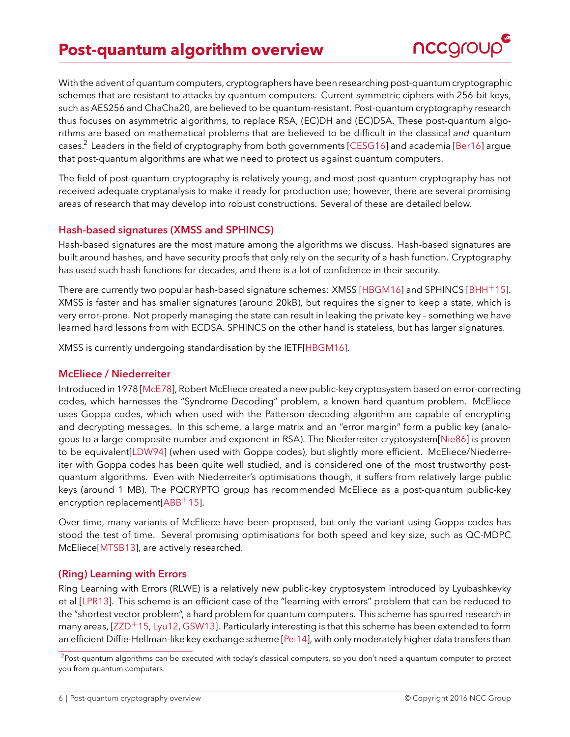# Post-quantum algorithm overview

With the advent of quantum computers, cryptographers have been researching post-quantum cryptographic schemes that are resistant to attacks by quantum computers. Current symmetric ciphers with 256-bit keys, such as AES256 and ChaCha20, are believed to be quantum-resistant. Post-quantum cryptography research thus focuses on asymmetric algorithms, to replace RSA, (EC)DH and (EC)DSA. These post-quantum algorithms are based on mathematical problems that are believed to be difficult in the classical *and* quantum cases.[2] Leaders in the field of cryptography from both governments [CESG16] and academia [Ber16] argue that post-quantum algorithms are what we need to protect us against quantum computers.

The field of post-quantum cryptography is relatively young, and most post-quantum cryptography has not received adequate cryptanalysis to make it ready for production use; however, there are several promising areas of research that may develop into robust constructions. Several of these are detailed below.

### Hash-based signatures (XMSS and SPHINCS)

Hash-based signatures are the most mature among the algorithms we discuss. Hash-based signatures are built around hashes, and have security proofs that only rely on the security of a hash function. Cryptography has used such hash functions for decades, and there is a lot of confidence in their security.

There are currently two popular hash-based signature schemes: XMSS [HBGM16] and SPHINCS [BHH+15]. XMSS is faster and has smaller signatures (around 20kB), but requires the signer to keep a state, which is very error-prone. Not properly managing the state can result in leaking the private key – something we have learned hard lessons from with ECDSA. SPHINCS on the other hand is stateless, but has larger signatures.

XMSS is currently undergoing standardisation by the IETF[HBGM16].

### McEliece / Niederreiter

Introduced in 1978 [McE78], Robert McEliece created a new public-key cryptosystem based on error-correcting codes, which harnesses the "Syndrome Decoding" problem, a known hard quantum problem. McEliece uses Goppa codes, which when used with the Patterson decoding algorithm are capable of encrypting and decrypting messages. In this scheme, a large matrix and an "error margin" form a public key (analogous to a large composite number and exponent in RSA). The Niederreiter cryptosystem[Nie86] is proven to be equivalent[LDW94] (when used with Goppa codes), but slightly more efficient. McEliece/Niederreiter with Goppa codes has been quite well studied, and is considered one of the most trustworthy post-quantum algorithms. Even with Niederreiter's optimisations though, it suffers from relatively large public keys (around 1 MB). The PQCRYPTO group has recommended McEliece as a post-quantum public-key encryption replacement[ABB+15].

Over time, many variants of McEliece have been proposed, but only the variant using Goppa codes has stood the test of time. Several promising optimisations for both speed and key size, such as QC-MDPC McEliece[MTSB13], are actively researched.

### (Ring) Learning with Errors

Ring Learning with Errors (RLWE) is a relatively new public-key cryptosystem introduced by Lyubashkevky et al [LPR13]. This scheme is an efficient case of the "learning with errors" problem that can be reduced to the "shortest vector problem", a hard problem for quantum computers. This scheme has spurred research in many areas, [ZZD+15, Lyu12, GSW13]. Particularly interesting is that this scheme has been extended to form an efficient Diffie-Hellman-like key exchange scheme [Pei14], with only moderately higher data transfers than

[2] Post-quantum algorithms can be executed with today's classical computers, so you don't need a quantum computer to protect you from quantum computers.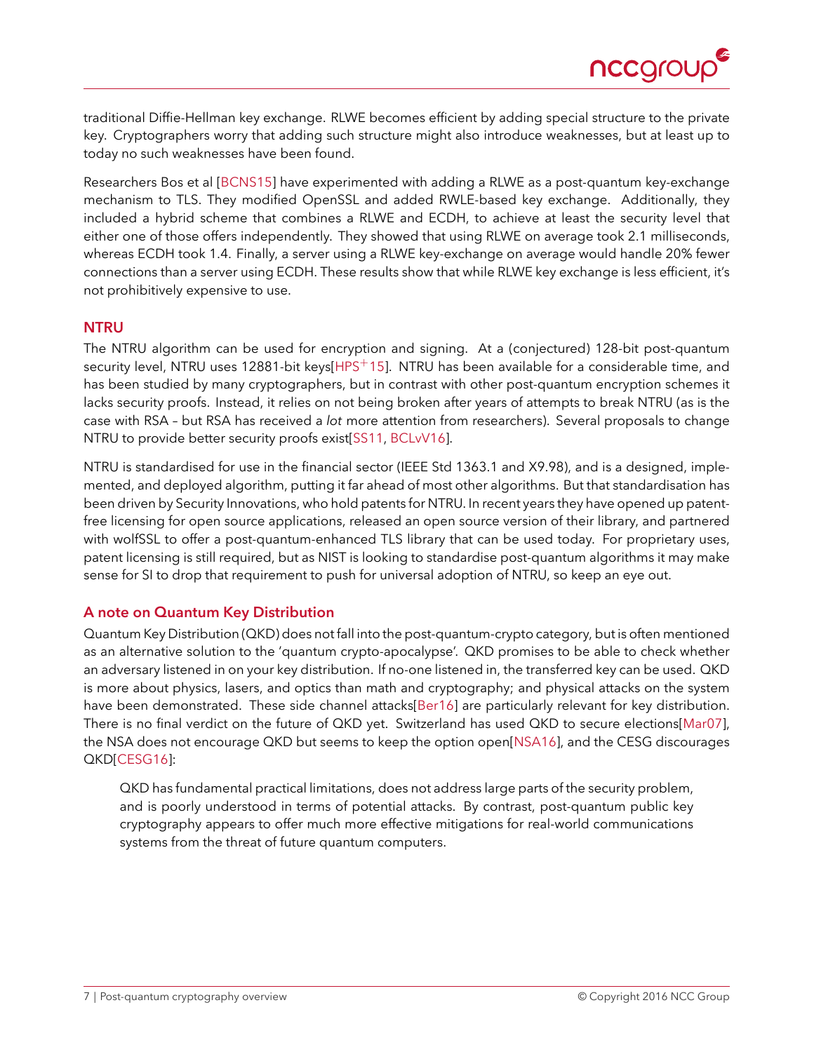traditional Diffie-Hellman key exchange. RLWE becomes efficient by adding special structure to the private key. Cryptographers worry that adding such structure might also introduce weaknesses, but at least up to today no such weaknesses have been found.

Researchers Bos et al [BCNS15] have experimented with adding a RLWE as a post-quantum key-exchange mechanism to TLS. They modified OpenSSL and added RWLE-based key exchange. Additionally, they included a hybrid scheme that combines a RLWE and ECDH, to achieve at least the security level that either one of those offers independently. They showed that using RLWE on average took 2.1 milliseconds, whereas ECDH took 1.4. Finally, a server using a RLWE key-exchange on average would handle 20% fewer connections than a server using ECDH. These results show that while RLWE key exchange is less efficient, it's not prohibitively expensive to use.

### NTRU

The NTRU algorithm can be used for encryption and signing. At a (conjectured) 128-bit post-quantum security level, NTRU uses 12881-bit keys[HPS+15]. NTRU has been available for a considerable time, and has been studied by many cryptographers, but in contrast with other post-quantum encryption schemes it lacks security proofs. Instead, it relies on not being broken after years of attempts to break NTRU (as is the case with RSA – but RSA has received a *lot* more attention from researchers). Several proposals to change NTRU to provide better security proofs exist[SS11, BCLvV16].

NTRU is standardised for use in the financial sector (IEEE Std 1363.1 and X9.98), and is a designed, implemented, and deployed algorithm, putting it far ahead of most other algorithms. But that standardisation has been driven by Security Innovations, who hold patents for NTRU. In recent years they have opened up patent-free licensing for open source applications, released an open source version of their library, and partnered with wolfSSL to offer a post-quantum-enhanced TLS library that can be used today. For proprietary uses, patent licensing is still required, but as NIST is looking to standardise post-quantum algorithms it may make sense for SI to drop that requirement to push for universal adoption of NTRU, so keep an eye out.

### A note on Quantum Key Distribution

Quantum Key Distribution (QKD) does not fall into the post-quantum-crypto category, but is often mentioned as an alternative solution to the 'quantum crypto-apocalypse'. QKD promises to be able to check whether an adversary listened in on your key distribution. If no-one listened in, the transferred key can be used. QKD is more about physics, lasers, and optics than math and cryptography; and physical attacks on the system have been demonstrated. These side channel attacks[Ber16] are particularly relevant for key distribution. There is no final verdict on the future of QKD yet. Switzerland has used QKD to secure elections[Mar07], the NSA does not encourage QKD but seems to keep the option open[NSA16], and the CESG discourages QKD[CESG16]:

> QKD has fundamental practical limitations, does not address large parts of the security problem, and is poorly understood in terms of potential attacks. By contrast, post-quantum public key cryptography appears to offer much more effective mitigations for real-world communications systems from the threat of future quantum computers.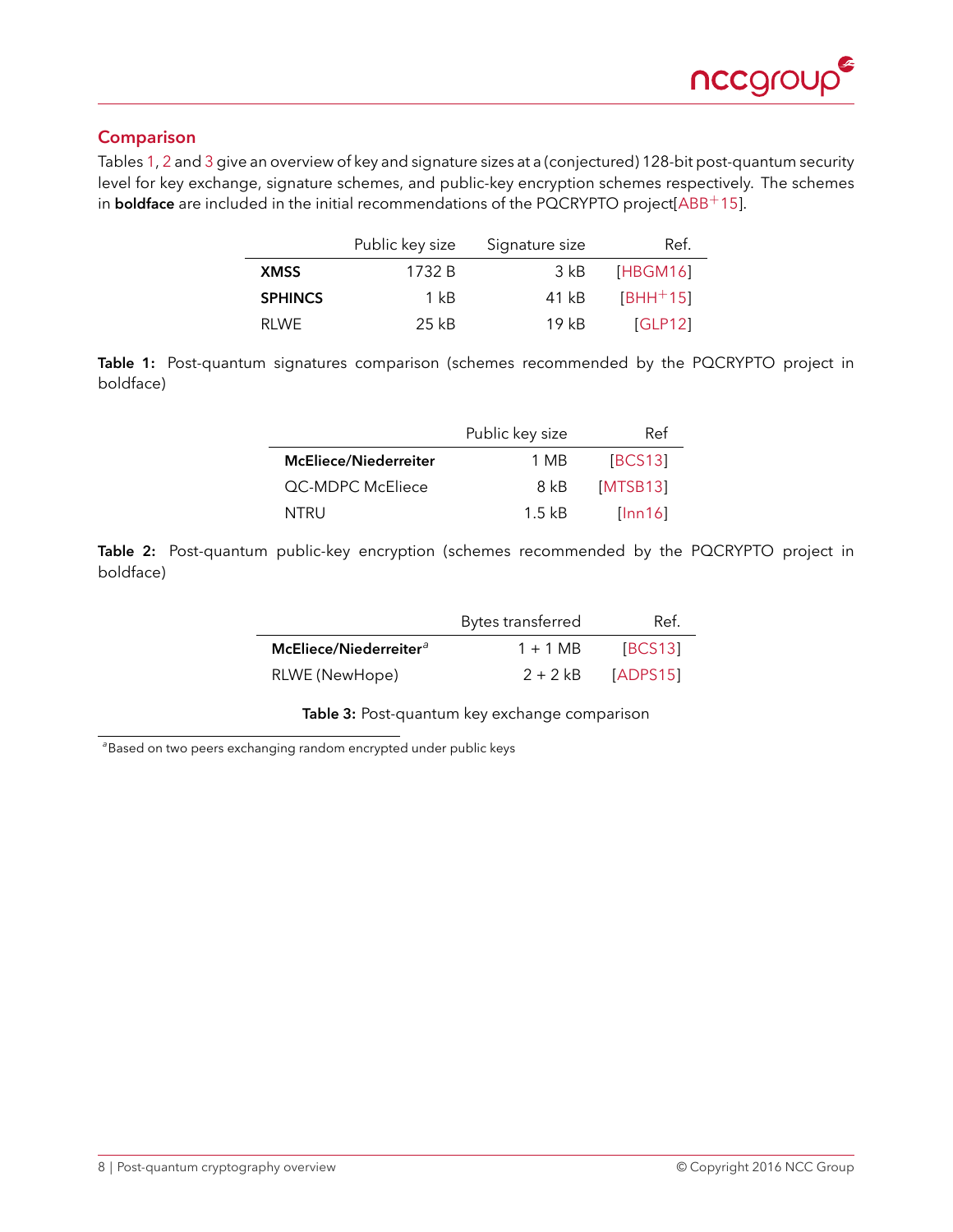## Comparison

Tables 1, 2 and 3 give an overview of key and signature sizes at a (conjectured) 128-bit post-quantum security level for key exchange, signature schemes, and public-key encryption schemes respectively. The schemes in **boldface** are included in the initial recommendations of the PQCRYPTO project[ABB+15].

| | Public key size | Signature size | Ref. |
|---|---|---|---|
| **XMSS** | 1732 B | 3 kB | [HBGM16] |
| **SPHINCS** | 1 kB | 41 kB | [BHH+15] |
| RLWE | 25 kB | 19 kB | [GLP12] |

**Table 1:** Post-quantum signatures comparison (schemes recommended by the PQCRYPTO project in boldface)

| | Public key size | Ref |
|---|---|---|
| **McEliece/Niederreiter** | 1 MB | [BCS13] |
| QC-MDPC McEliece | 8 kB | [MTSB13] |
| NTRU | 1.5 kB | [Inn16] |

**Table 2:** Post-quantum public-key encryption (schemes recommended by the PQCRYPTO project in boldface)

| | Bytes transferred | Ref. |
|---|---|---|
| **McEliece/Niederreiter**[a] | 1 + 1 MB | [BCS13] |
| RLWE (NewHope) | 2 + 2 kB | [ADPS15] |

**Table 3:** Post-quantum key exchange comparison

[a] Based on two peers exchanging random encrypted under public keys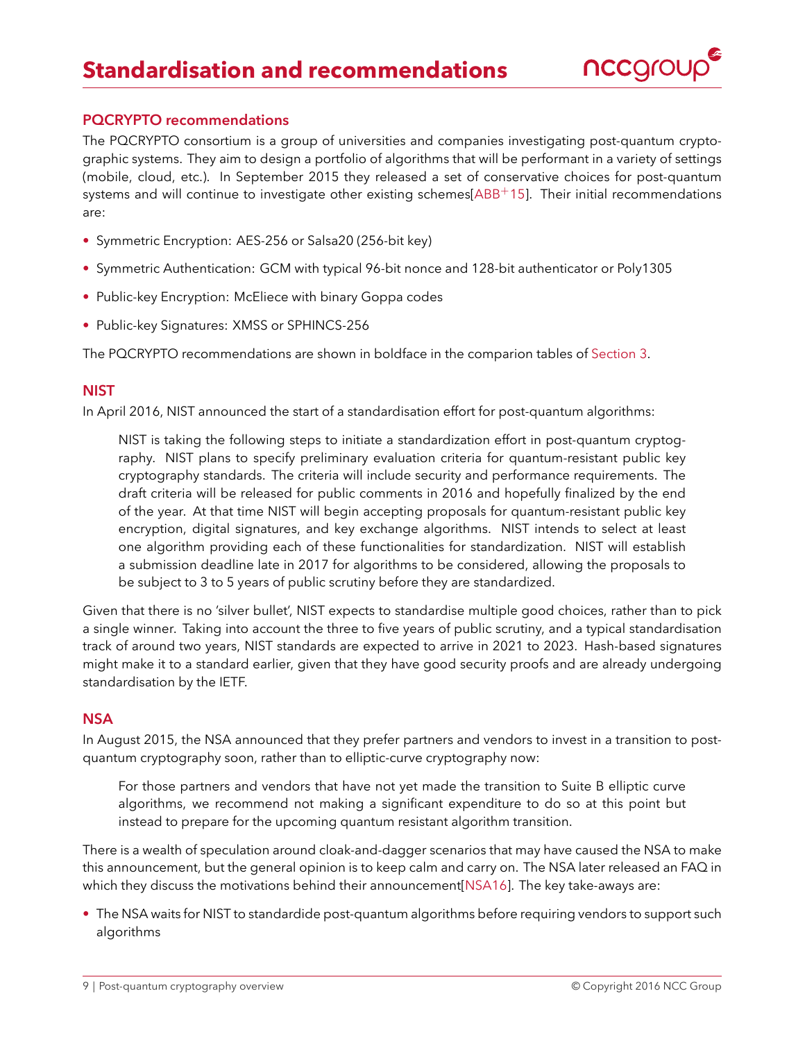# Standardisation and recommendations

## PQCRYPTO recommendations

The PQCRYPTO consortium is a group of universities and companies investigating post-quantum cryptographic systems. They aim to design a portfolio of algorithms that will be performant in a variety of settings (mobile, cloud, etc.). In September 2015 they released a set of conservative choices for post-quantum systems and will continue to investigate other existing schemes[ABB+15]. Their initial recommendations are:

- Symmetric Encryption: AES-256 or Salsa20 (256-bit key)
- Symmetric Authentication: GCM with typical 96-bit nonce and 128-bit authenticator or Poly1305
- Public-key Encryption: McEliece with binary Goppa codes
- Public-key Signatures: XMSS or SPHINCS-256

The PQCRYPTO recommendations are shown in boldface in the comparion tables of Section 3.

## NIST

In April 2016, NIST announced the start of a standardisation effort for post-quantum algorithms:

> NIST is taking the following steps to initiate a standardization effort in post-quantum cryptography. NIST plans to specify preliminary evaluation criteria for quantum-resistant public key cryptography standards. The criteria will include security and performance requirements. The draft criteria will be released for public comments in 2016 and hopefully finalized by the end of the year. At that time NIST will begin accepting proposals for quantum-resistant public key encryption, digital signatures, and key exchange algorithms. NIST intends to select at least one algorithm providing each of these functionalities for standardization. NIST will establish a submission deadline late in 2017 for algorithms to be considered, allowing the proposals to be subject to 3 to 5 years of public scrutiny before they are standardized.

Given that there is no 'silver bullet', NIST expects to standardise multiple good choices, rather than to pick a single winner. Taking into account the three to five years of public scrutiny, and a typical standardisation track of around two years, NIST standards are expected to arrive in 2021 to 2023. Hash-based signatures might make it to a standard earlier, given that they have good security proofs and are already undergoing standardisation by the IETF.

## NSA

In August 2015, the NSA announced that they prefer partners and vendors to invest in a transition to post-quantum cryptography soon, rather than to elliptic-curve cryptography now:

> For those partners and vendors that have not yet made the transition to Suite B elliptic curve algorithms, we recommend not making a significant expenditure to do so at this point but instead to prepare for the upcoming quantum resistant algorithm transition.

There is a wealth of speculation around cloak-and-dagger scenarios that may have caused the NSA to make this announcement, but the general opinion is to keep calm and carry on. The NSA later released an FAQ in which they discuss the motivations behind their announcement[NSA16]. The key take-aways are:

- The NSA waits for NIST to standardide post-quantum algorithms before requiring vendors to support such algorithms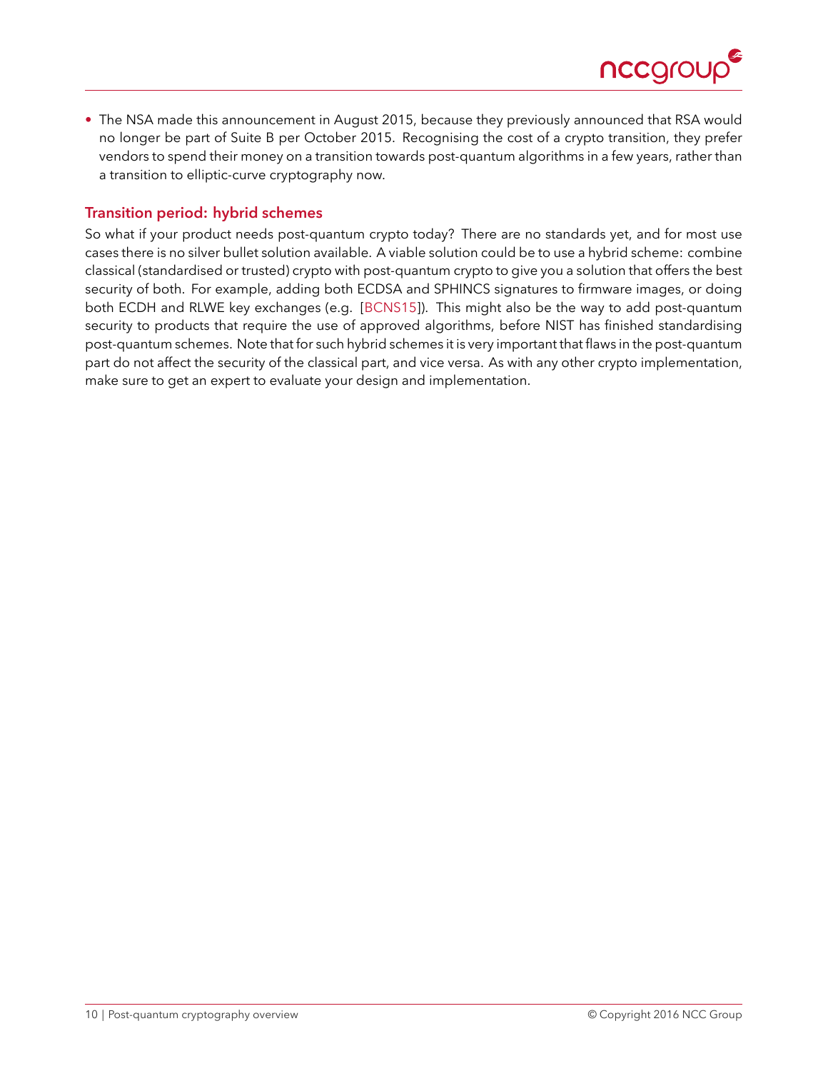- The NSA made this announcement in August 2015, because they previously announced that RSA would no longer be part of Suite B per October 2015. Recognising the cost of a crypto transition, they prefer vendors to spend their money on a transition towards post-quantum algorithms in a few years, rather than a transition to elliptic-curve cryptography now.

### Transition period: hybrid schemes

So what if your product needs post-quantum crypto today? There are no standards yet, and for most use cases there is no silver bullet solution available. A viable solution could be to use a hybrid scheme: combine classical (standardised or trusted) crypto with post-quantum crypto to give you a solution that offers the best security of both. For example, adding both ECDSA and SPHINCS signatures to firmware images, or doing both ECDH and RLWE key exchanges (e.g. [BCNS15]). This might also be the way to add post-quantum security to products that require the use of approved algorithms, before NIST has finished standardising post-quantum schemes. Note that for such hybrid schemes it is very important that flaws in the post-quantum part do not affect the security of the classical part, and vice versa. As with any other crypto implementation, make sure to get an expert to evaluate your design and implementation.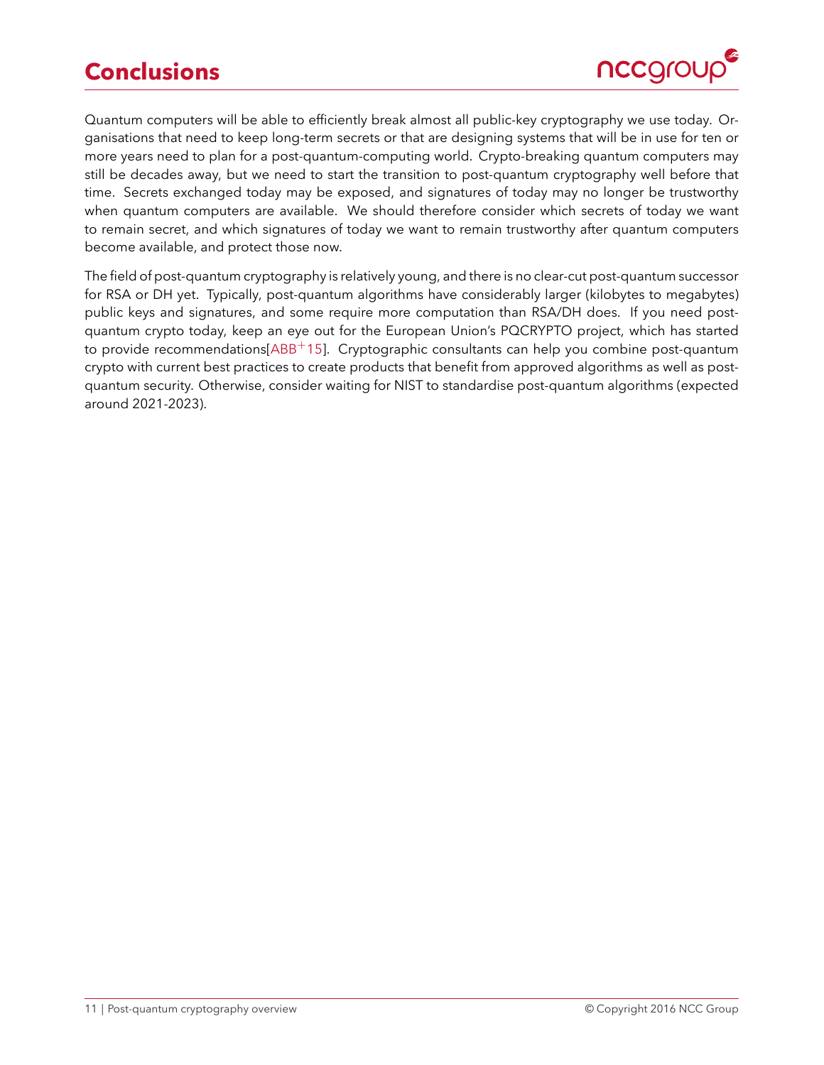# Conclusions

Quantum computers will be able to efficiently break almost all public-key cryptography we use today. Organisations that need to keep long-term secrets or that are designing systems that will be in use for ten or more years need to plan for a post-quantum-computing world. Crypto-breaking quantum computers may still be decades away, but we need to start the transition to post-quantum cryptography well before that time. Secrets exchanged today may be exposed, and signatures of today may no longer be trustworthy when quantum computers are available. We should therefore consider which secrets of today we want to remain secret, and which signatures of today we want to remain trustworthy after quantum computers become available, and protect those now.

The field of post-quantum cryptography is relatively young, and there is no clear-cut post-quantum successor for RSA or DH yet. Typically, post-quantum algorithms have considerably larger (kilobytes to megabytes) public keys and signatures, and some require more computation than RSA/DH does. If you need post-quantum crypto today, keep an eye out for the European Union's PQCRYPTO project, which has started to provide recommendations[ABB+15]. Cryptographic consultants can help you combine post-quantum crypto with current best practices to create products that benefit from approved algorithms as well as post-quantum security. Otherwise, consider waiting for NIST to standardise post-quantum algorithms (expected around 2021-2023).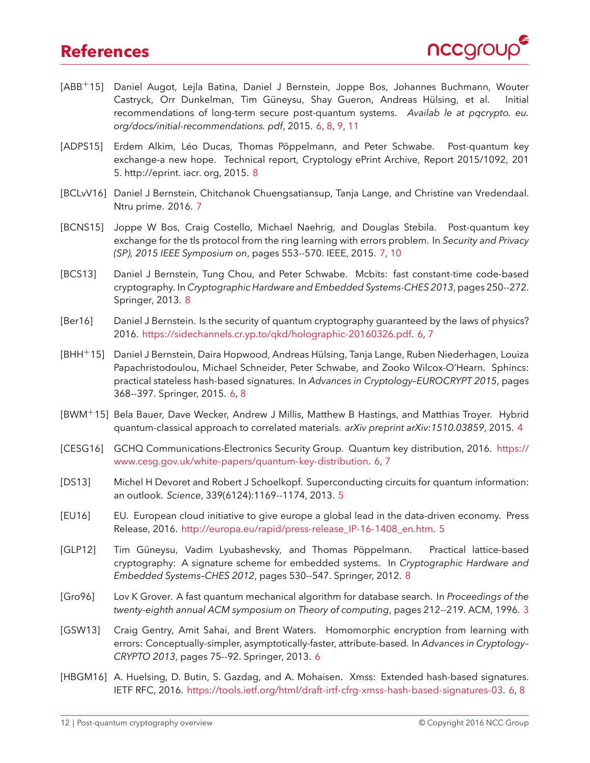# References

[ABB+15] Daniel Augot, Lejla Batina, Daniel J Bernstein, Joppe Bos, Johannes Buchmann, Wouter Castryck, Orr Dunkelman, Tim Güneysu, Shay Gueron, Andreas Hülsing, et al. Initial recommendations of long-term secure post-quantum systems. *Availab le at pqcrypto. eu. org/docs/initial-recommendations. pdf*, 2015. 6, 8, 9, 11

[ADPS15] Erdem Alkim, Léo Ducas, Thomas Pöppelmann, and Peter Schwabe. Post-quantum key exchange-a new hope. Technical report, Cryptology ePrint Archive, Report 2015/1092, 201 5. http://eprint. iacr. org, 2015. 8

[BCLvV16] Daniel J Bernstein, Chitchanok Chuengsatiansup, Tanja Lange, and Christine van Vredendaal. Ntru prime. 2016. 7

[BCNS15] Joppe W Bos, Craig Costello, Michael Naehrig, and Douglas Stebila. Post-quantum key exchange for the tls protocol from the ring learning with errors problem. In *Security and Privacy (SP), 2015 IEEE Symposium on*, pages 553--570. IEEE, 2015. 7, 10

[BCS13] Daniel J Bernstein, Tung Chou, and Peter Schwabe. Mcbits: fast constant-time code-based cryptography. In *Cryptographic Hardware and Embedded Systems-CHES 2013*, pages 250--272. Springer, 2013. 8

[Ber16] Daniel J Bernstein. Is the security of quantum cryptography guaranteed by the laws of physics? 2016. https://sidechannels.cr.yp.to/qkd/holographic-20160326.pdf. 6, 7

[BHH+15] Daniel J Bernstein, Daira Hopwood, Andreas Hülsing, Tanja Lange, Ruben Niederhagen, Louiza Papachristodoulou, Michael Schneider, Peter Schwabe, and Zooko Wilcox-O'Hearn. Sphincs: practical stateless hash-based signatures. In *Advances in Cryptology–EUROCRYPT 2015*, pages 368--397. Springer, 2015. 6, 8

[BWM+15] Bela Bauer, Dave Wecker, Andrew J Millis, Matthew B Hastings, and Matthias Troyer. Hybrid quantum-classical approach to correlated materials. *arXiv preprint arXiv:1510.03859*, 2015. 4

[CESG16] GCHQ Communications-Electronics Security Group. Quantum key distribution, 2016. https://www.cesg.gov.uk/white-papers/quantum-key-distribution. 6, 7

[DS13] Michel H Devoret and Robert J Schoelkopf. Superconducting circuits for quantum information: an outlook. *Science*, 339(6124):1169--1174, 2013. 5

[EU16] EU. European cloud initiative to give europe a global lead in the data-driven economy. Press Release, 2016. http://europa.eu/rapid/press-release_IP-16-1408_en.htm. 5

[GLP12] Tim Güneysu, Vadim Lyubashevsky, and Thomas Pöppelmann. Practical lattice-based cryptography: A signature scheme for embedded systems. In *Cryptographic Hardware and Embedded Systems–CHES 2012*, pages 530--547. Springer, 2012. 8

[Gro96] Lov K Grover. A fast quantum mechanical algorithm for database search. In *Proceedings of the twenty-eighth annual ACM symposium on Theory of computing*, pages 212--219. ACM, 1996. 3

[GSW13] Craig Gentry, Amit Sahai, and Brent Waters. Homomorphic encryption from learning with errors: Conceptually-simpler, asymptotically-faster, attribute-based. In *Advances in Cryptology–CRYPTO 2013*, pages 75--92. Springer, 2013. 6

[HBGM16] A. Huelsing, D. Butin, S. Gazdag, and A. Mohaisen. Xmss: Extended hash-based signatures. IETF RFC, 2016. https://tools.ietf.org/html/draft-irtf-cfrg-xmss-hash-based-signatures-03. 6, 8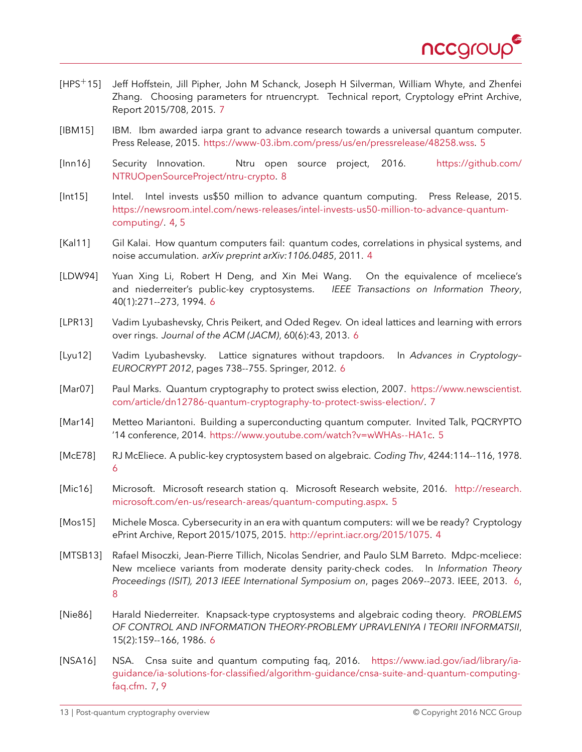[HPS+15] Jeff Hoffstein, Jill Pipher, John M Schanck, Joseph H Silverman, William Whyte, and Zhenfei Zhang. Choosing parameters for ntruencrypt. Technical report, Cryptology ePrint Archive, Report 2015/708, 2015. 7

[IBM15] IBM. Ibm awarded iarpa grant to advance research towards a universal quantum computer. Press Release, 2015. https://www-03.ibm.com/press/us/en/pressrelease/48258.wss. 5

[Inn16] Security Innovation. Ntru open source project, 2016. https://github.com/NTRUOpenSourceProject/ntru-crypto. 8

[Int15] Intel. Intel invests us$50 million to advance quantum computing. Press Release, 2015. https://newsroom.intel.com/news-releases/intel-invests-us50-million-to-advance-quantum-computing/. 4, 5

[Kal11] Gil Kalai. How quantum computers fail: quantum codes, correlations in physical systems, and noise accumulation. *arXiv preprint arXiv:1106.0485*, 2011. 4

[LDW94] Yuan Xing Li, Robert H Deng, and Xin Mei Wang. On the equivalence of mceliece's and niederreiter's public-key cryptosystems. *IEEE Transactions on Information Theory*, 40(1):271--273, 1994. 6

[LPR13] Vadim Lyubashevsky, Chris Peikert, and Oded Regev. On ideal lattices and learning with errors over rings. *Journal of the ACM (JACM)*, 60(6):43, 2013. 6

[Lyu12] Vadim Lyubashevsky. Lattice signatures without trapdoors. In *Advances in Cryptology–EUROCRYPT 2012*, pages 738--755. Springer, 2012. 6

[Mar07] Paul Marks. Quantum cryptography to protect swiss election, 2007. https://www.newscientist.com/article/dn12786-quantum-cryptography-to-protect-swiss-election/. 7

[Mar14] Metteo Mariantoni. Building a superconducting quantum computer. Invited Talk, PQCRYPTO '14 conference, 2014. https://www.youtube.com/watch?v=wWHAs--HA1c. 5

[McE78] RJ McEliece. A public-key cryptosystem based on algebraic. *Coding Thv*, 4244:114--116, 1978. 6

[Mic16] Microsoft. Microsoft research station q. Microsoft Research website, 2016. http://research.microsoft.com/en-us/research-areas/quantum-computing.aspx. 5

[Mos15] Michele Mosca. Cybersecurity in an era with quantum computers: will we be ready? Cryptology ePrint Archive, Report 2015/1075, 2015. http://eprint.iacr.org/2015/1075. 4

[MTSB13] Rafael Misoczki, Jean-Pierre Tillich, Nicolas Sendrier, and Paulo SLM Barreto. Mdpc-mceliece: New mceliece variants from moderate density parity-check codes. In *Information Theory Proceedings (ISIT), 2013 IEEE International Symposium on*, pages 2069--2073. IEEE, 2013. 6, 8

[Nie86] Harald Niederreiter. Knapsack-type cryptosystems and algebraic coding theory. *PROBLEMS OF CONTROL AND INFORMATION THEORY-PROBLEMY UPRAVLENIYA I TEORII INFORMATSII*, 15(2):159--166, 1986. 6

[NSA16] NSA. Cnsa suite and quantum computing faq, 2016. https://www.iad.gov/iad/library/ia-guidance/ia-solutions-for-classified/algorithm-guidance/cnsa-suite-and-quantum-computing-faq.cfm. 7, 9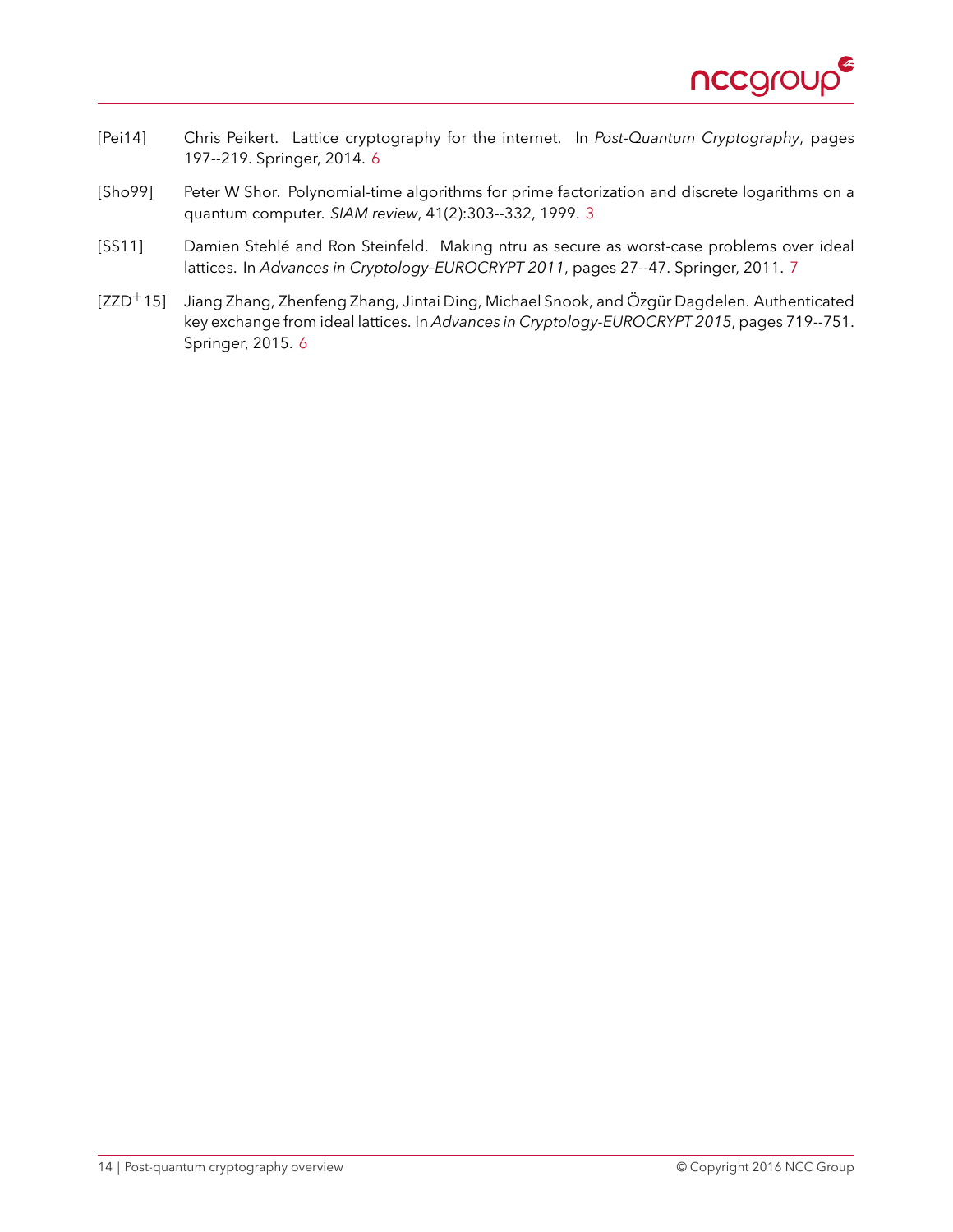[Pei14] Chris Peikert. Lattice cryptography for the internet. In *Post-Quantum Cryptography*, pages 197--219. Springer, 2014. 6

[Sho99] Peter W Shor. Polynomial-time algorithms for prime factorization and discrete logarithms on a quantum computer. *SIAM review*, 41(2):303--332, 1999. 3

[SS11] Damien Stehlé and Ron Steinfeld. Making ntru as secure as worst-case problems over ideal lattices. In *Advances in Cryptology–EUROCRYPT 2011*, pages 27--47. Springer, 2011. 7

[ZZD+15] Jiang Zhang, Zhenfeng Zhang, Jintai Ding, Michael Snook, and Özgür Dagdelen. Authenticated key exchange from ideal lattices. In *Advances in Cryptology-EUROCRYPT 2015*, pages 719--751. Springer, 2015. 6